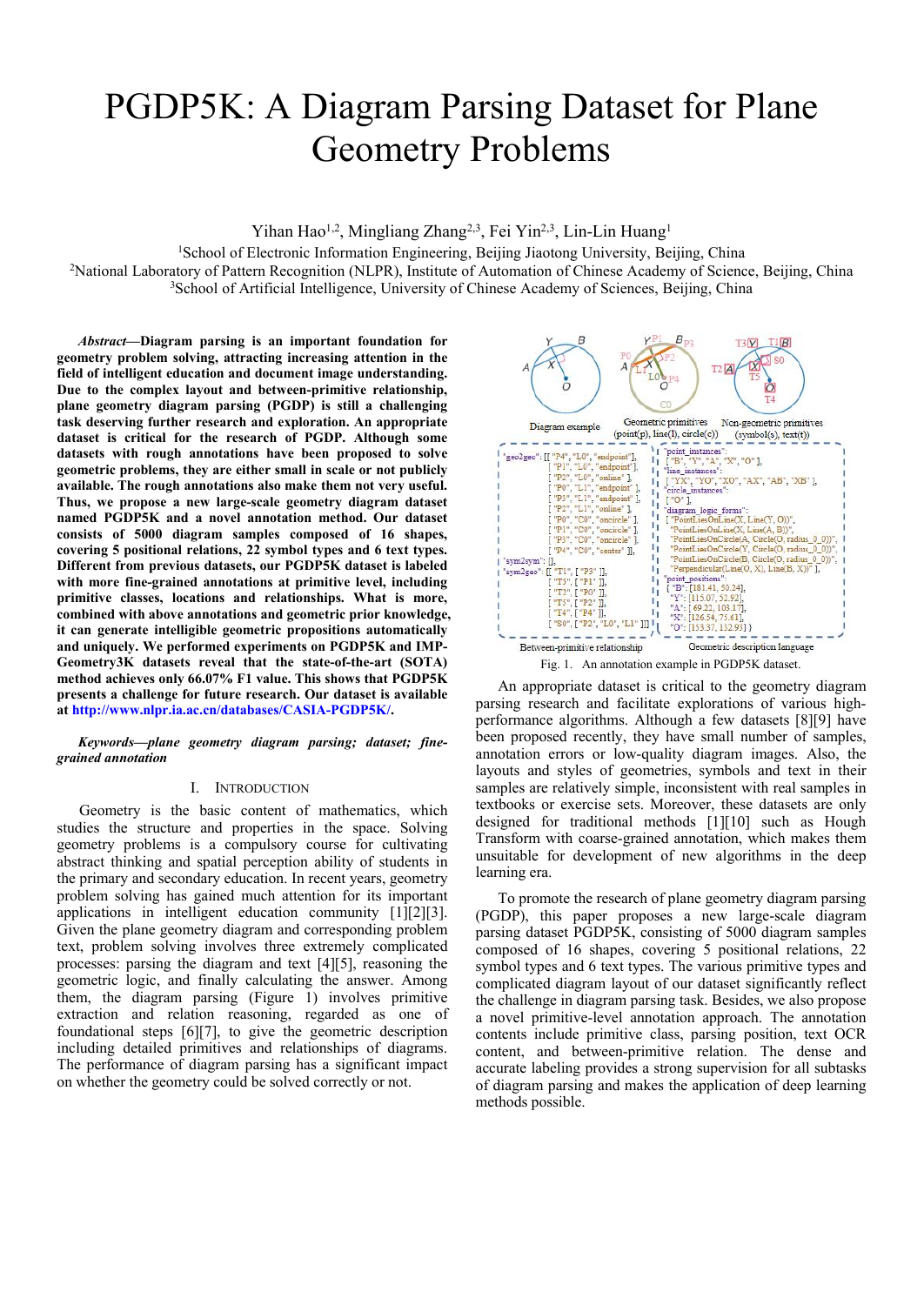# PGDP5K: A Diagram Parsing Dataset for Plane Geometry Problems

Yihan Hao[1,2], Mingliang Zhang[2,3], Fei Yin[2,3], Lin-Lin Huang[1]

[1]School of Electronic Information Engineering, Beijing Jiaotong University, Beijing, China
[2]National Laboratory of Pattern Recognition (NLPR), Institute of Automation of Chinese Academy of Science, Beijing, China
[3]School of Artificial Intelligence, University of Chinese Academy of Sciences, Beijing, China

***Abstract*—Diagram parsing is an important foundation for geometry problem solving, attracting increasing attention in the field of intelligent education and document image understanding. Due to the complex layout and between-primitive relationship, plane geometry diagram parsing (PGDP) is still a challenging task deserving further research and exploration. An appropriate dataset is critical for the research of PGDP. Although some datasets with rough annotations have been proposed to solve geometric problems, they are either small in scale or not publicly available. The rough annotations also make them not very useful. Thus, we propose a new large-scale geometry diagram dataset named PGDP5K and a novel annotation method. Our dataset consists of 5000 diagram samples composed of 16 shapes, covering 5 positional relations, 22 symbol types and 6 text types. Different from previous datasets, our PGDP5K dataset is labeled with more fine-grained annotations at primitive level, including primitive classes, locations and relationships. What is more, combined with above annotations and geometric prior knowledge, it can generate intelligible geometric propositions automatically and uniquely. We performed experiments on PGDP5K and IMP-Geometry3K datasets reveal that the state-of-the-art (SOTA) method achieves only 66.07% F1 value. This shows that PGDP5K presents a challenge for future research. Our dataset is available at http://www.nlpr.ia.ac.cn/databases/CASIA-PGDP5K/.**

***Keywords*—*plane geometry diagram parsing; dataset; fine-grained annotation***

## I. Introduction

Geometry is the basic content of mathematics, which studies the structure and properties in the space. Solving geometry problems is a compulsory course for cultivating abstract thinking and spatial perception ability of students in the primary and secondary education. In recent years, geometry problem solving has gained much attention for its important applications in intelligent education community [1][2][3]. Given the plane geometry diagram and corresponding problem text, problem solving involves three extremely complicated processes: parsing the diagram and text [4][5], reasoning the geometric logic, and finally calculating the answer. Among them, the diagram parsing (Figure 1) involves primitive extraction and relation reasoning, regarded as one of foundational steps [6][7], to give the geometric description including detailed primitives and relationships of diagrams. The performance of diagram parsing has a significant impact on whether the geometry could be solved correctly or not.

Fig. 1. An annotation example in PGDP5K dataset.

An appropriate dataset is critical to the geometry diagram parsing research and facilitate explorations of various high-performance algorithms. Although a few datasets [8][9] have been proposed recently, they have small number of samples, annotation errors or low-quality diagram images. Also, the layouts and styles of geometries, symbols and text in their samples are relatively simple, inconsistent with real samples in textbooks or exercise sets. Moreover, these datasets are only designed for traditional methods [1][10] such as Hough Transform with coarse-grained annotation, which makes them unsuitable for development of new algorithms in the deep learning era.

To promote the research of plane geometry diagram parsing (PGDP), this paper proposes a new large-scale diagram parsing dataset PGDP5K, consisting of 5000 diagram samples composed of 16 shapes, covering 5 positional relations, 22 symbol types and 6 text types. The various primitive types and complicated diagram layout of our dataset significantly reflect the challenge in diagram parsing task. Besides, we also propose a novel primitive-level annotation approach. The annotation contents include primitive class, parsing position, text OCR content, and between-primitive relation. The dense and accurate labeling provides a strong supervision for all subtasks of diagram parsing and makes the application of deep learning methods possible.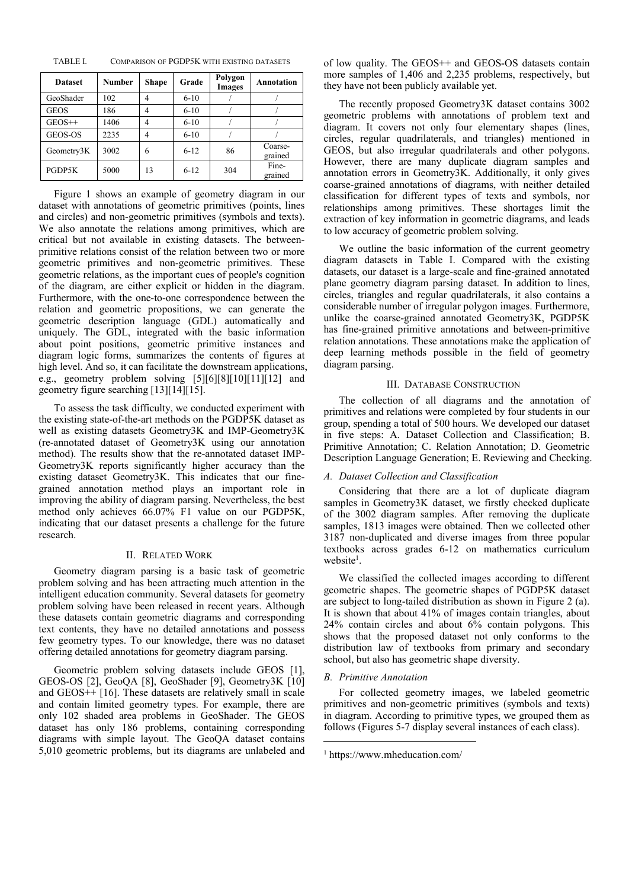TABLE I. COMPARISON OF PGDP5K WITH EXISTING DATASETS

| Dataset | Number | Shape | Grade | Polygon Images | Annotation |
|---|---|---|---|---|---|
| GeoShader | 102 | 4 | 6-10 | / | / |
| GEOS | 186 | 4 | 6-10 | / | / |
| GEOS++ | 1406 | 4 | 6-10 | / | / |
| GEOS-OS | 2235 | 4 | 6-10 | / | / |
| Geometry3K | 3002 | 6 | 6-12 | 86 | Coarse-grained |
| PGDP5K | 5000 | 13 | 6-12 | 304 | Fine-grained |

Figure 1 shows an example of geometry diagram in our dataset with annotations of geometric primitives (points, lines and circles) and non-geometric primitives (symbols and texts). We also annotate the relations among primitives, which are critical but not available in existing datasets. The between-primitive relations consist of the relation between two or more geometric primitives and non-geometric primitives. These geometric relations, as the important cues of people's cognition of the diagram, are either explicit or hidden in the diagram. Furthermore, with the one-to-one correspondence between the relation and geometric propositions, we can generate the geometric description language (GDL) automatically and uniquely. The GDL, integrated with the basic information about point positions, geometric primitive instances and diagram logic forms, summarizes the contents of figures at high level. And so, it can facilitate the downstream applications, e.g., geometry problem solving [5][6][8][10][11][12] and geometry figure searching [13][14][15].

To assess the task difficulty, we conducted experiment with the existing state-of-the-art methods on the PGDP5K dataset as well as existing datasets Geometry3K and IMP-Geometry3K (re-annotated dataset of Geometry3K using our annotation method). The results show that the re-annotated dataset IMP-Geometry3K reports significantly higher accuracy than the existing dataset Geometry3K. This indicates that our fine-grained annotation method plays an important role in improving the ability of diagram parsing. Nevertheless, the best method only achieves 66.07% F1 value on our PGDP5K, indicating that our dataset presents a challenge for the future research.

## II. RELATED WORK

Geometry diagram parsing is a basic task of geometric problem solving and has been attracting much attention in the intelligent education community. Several datasets for geometry problem solving have been released in recent years. Although these datasets contain geometric diagrams and corresponding text contents, they have no detailed annotations and possess few geometry types. To our knowledge, there was no dataset offering detailed annotations for geometry diagram parsing.

Geometric problem solving datasets include GEOS [1], GEOS-OS [2], GeoQA [8], GeoShader [9], Geometry3K [10] and GEOS++ [16]. These datasets are relatively small in scale and contain limited geometry types. For example, there are only 102 shaded area problems in GeoShader. The GEOS dataset has only 186 problems, containing corresponding diagrams with simple layout. The GeoQA dataset contains 5,010 geometric problems, but its diagrams are unlabeled and of low quality. The GEOS++ and GEOS-OS datasets contain more samples of 1,406 and 2,235 problems, respectively, but they have not been publicly available yet.

The recently proposed Geometry3K dataset contains 3002 geometric problems with annotations of problem text and diagram. It covers not only four elementary shapes (lines, circles, regular quadrilaterals, and triangles) mentioned in GEOS, but also irregular quadrilaterals and other polygons. However, there are many duplicate diagram samples and annotation errors in Geometry3K. Additionally, it only gives coarse-grained annotations of diagrams, with neither detailed classification for different types of texts and symbols, nor relationships among primitives. These shortages limit the extraction of key information in geometric diagrams, and leads to low accuracy of geometric problem solving.

We outline the basic information of the current geometry diagram datasets in Table I. Compared with the existing datasets, our dataset is a large-scale and fine-grained annotated plane geometry diagram parsing dataset. In addition to lines, circles, triangles and regular quadrilaterals, it also contains a considerable number of irregular polygon images. Furthermore, unlike the coarse-grained annotated Geometry3K, PGDP5K has fine-grained primitive annotations and between-primitive relation annotations. These annotations make the application of deep learning methods possible in the field of geometry diagram parsing.

## III. DATABASE CONSTRUCTION

The collection of all diagrams and the annotation of primitives and relations were completed by four students in our group, spending a total of 500 hours. We developed our dataset in five steps: A. Dataset Collection and Classification; B. Primitive Annotation; C. Relation Annotation; D. Geometric Description Language Generation; E. Reviewing and Checking.

### *A. Dataset Collection and Classification*

Considering that there are a lot of duplicate diagram samples in Geometry3K dataset, we firstly checked duplicate of the 3002 diagram samples. After removing the duplicate samples, 1813 images were obtained. Then we collected other 3187 non-duplicated and diverse images from three popular textbooks across grades 6-12 on mathematics curriculum website[1].

We classified the collected images according to different geometric shapes. The geometric shapes of PGDP5K dataset are subject to long-tailed distribution as shown in Figure 2 (a). It is shown that about 41% of images contain triangles, about 24% contain circles and about 6% contain polygons. This shows that the proposed dataset not only conforms to the distribution law of textbooks from primary and secondary school, but also has geometric shape diversity.

### *B. Primitive Annotation*

For collected geometry images, we labeled geometric primitives and non-geometric primitives (symbols and texts) in diagram. According to primitive types, we grouped them as follows (Figures 5-7 display several instances of each class).

[1] https://www.mheducation.com/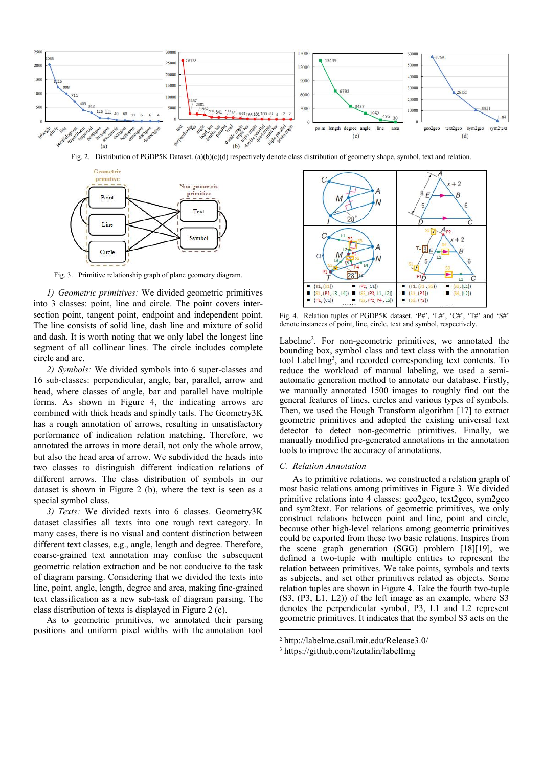Fig. 2. Distribution of PGDP5K Dataset. (a)(b)(c)(d) respectively denote class distribution of geometry shape, symbol, text and relation.

Fig. 3. Primitive relationship graph of plane geometry diagram.

Fig. 4. Relation tuples of PGDP5K dataset. 'P#', 'L#', 'C#', 'T#' and 'S#' denote instances of point, line, circle, text and symbol, respectively.

*1) Geometric primitives:* We divided geometric primitives into 3 classes: point, line and circle. The point covers intersection point, tangent point, endpoint and independent point. The line consists of solid line, dash line and mixture of solid and dash. It is worth noting that we only label the longest line segment of all collinear lines. The circle includes complete circle and arc.

*2) Symbols:* We divided symbols into 6 super-classes and 16 sub-classes: perpendicular, angle, bar, parallel, arrow and head, where classes of angle, bar and parallel have multiple forms. As shown in Figure 4, the indicating arrows are combined with thick heads and spindly tails. The Geometry3K has a rough annotation of arrows, resulting in unsatisfactory performance of indication relation matching. Therefore, we annotated the arrows in more detail, not only the whole arrow, but also the head area of arrow. We subdivided the heads into two classes to distinguish different indication relations of different arrows. The class distribution of symbols in our dataset is shown in Figure 2 (b), where the text is seen as a special symbol class.

*3) Texts:* We divided texts into 6 classes. Geometry3K dataset classifies all texts into one rough text category. In many cases, there is no visual and content distinction between different text classes, e.g., angle, length and degree. Therefore, coarse-grained text annotation may confuse the subsequent geometric relation extraction and be not conducive to the task of diagram parsing. Considering that we divided the texts into line, point, angle, length, degree and area, making fine-grained text classification as a new sub-task of diagram parsing. The class distribution of texts is displayed in Figure 2 (c).

As to geometric primitives, we annotated their parsing positions and uniform pixel widths with the annotation tool Labelme[2]. For non-geometric primitives, we annotated the bounding box, symbol class and text class with the annotation tool LabelImg[3], and recorded corresponding text contents. To reduce the workload of manual labeling, we used a semi-automatic generation method to annotate our database. Firstly, we manually annotated 1500 images to roughly find out the general features of lines, circles and various types of symbols. Then, we used the Hough Transform algorithm [17] to extract geometric primitives and adopted the existing universal text detector to detect non-geometric primitives. Finally, we manually modified pre-generated annotations in the annotation tools to improve the accuracy of annotations.

### C. Relation Annotation

As to primitive relations, we constructed a relation graph of most basic relations among primitives in Figure 3. We divided primitive relations into 4 classes: geo2geo, text2geo, sym2geo and sym2text. For relations of geometric primitives, we only construct relations between point and line, point and circle, because other high-level relations among geometric primitives could be exported from these two basic relations. Inspires from the scene graph generation (SGG) problem [18][19], we defined a two-tuple with multiple entities to represent the relation between primitives. We take points, symbols and texts as subjects, and set other primitives related as objects. Some relation tuples are shown in Figure 4. Take the fourth two-tuple (S3, (P3, L1, L2)) of the left image as an example, where S3 denotes the perpendicular symbol, P3, L1 and L2 represent geometric primitives. It indicates that the symbol S3 acts on the

[2] http://labelme.csail.mit.edu/Release3.0/

[3] https://github.com/tzutalin/labelImg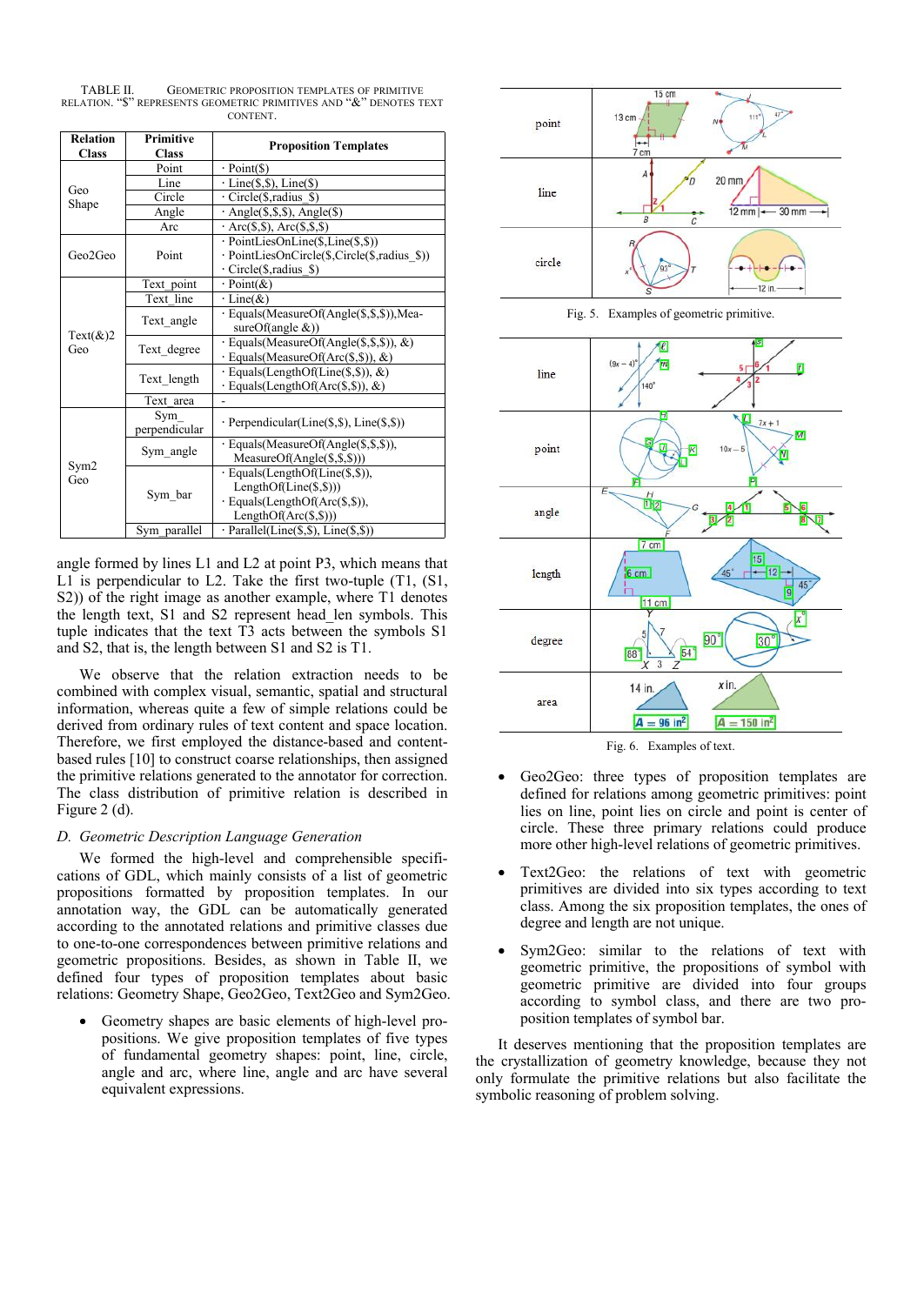TABLE II. GEOMETRIC PROPOSITION TEMPLATES OF PRIMITIVE RELATION. "$" REPRESENTS GEOMETRIC PRIMITIVES AND "&" DENOTES TEXT CONTENT.

| Relation Class | Primitive Class | Proposition Templates |
|---|---|---|
| Geo Shape | Point | · Point($) |
| | Line | · Line($,$), Line($) |
| | Circle | · Circle($,radius_$) |
| | Angle | · Angle($,$,$), Angle($) |
| | Arc | · Arc($,$), Arc($,$,$) |
| Geo2Geo | Point | · PointLiesOnLine($,Line($,$)) · PointLiesOnCircle($,Circle($,radius_$)) · Circle($,radius_$) |
| Text(&)2 Geo | Text_point | · Point(&) |
| | Text_line | · Line(&) |
| | Text_angle | · Equals(MeasureOf(Angle($,$,$)),MeasureOf(angle &)) |
| | Text_degree | · Equals(MeasureOf(Angle($,$,$)), &) · Equals(MeasureOf(Arc($,$)), &) |
| | Text_length | · Equals(LengthOf(Line($,$)), &) · Equals(LengthOf(Arc($,$)), &) |
| | Text_area | - |
| Sym2 Geo | Sym_ perpendicular | · Perpendicular(Line($,$), Line($,$)) |
| | Sym_angle | · Equals(MeasureOf(Angle($,$,$)), MeasureOf(Angle($,$,$))) |
| | Sym_bar | · Equals(LengthOf(Line($,$)), LengthOf(Line($,$))) · Equals(LengthOf(Arc($,$)), LengthOf(Arc($,$))) |
| | Sym_parallel | · Parallel(Line($,$), Line($,$)) |

angle formed by lines L1 and L2 at point P3, which means that L1 is perpendicular to L2. Take the first two-tuple (T1, (S1, S2)) of the right image as another example, where T1 denotes the length text, S1 and S2 represent head_len symbols. This tuple indicates that the text T3 acts between the symbols S1 and S2, that is, the length between S1 and S2 is T1.

We observe that the relation extraction needs to be combined with complex visual, semantic, spatial and structural information, whereas quite a few of simple relations could be derived from ordinary rules of text content and space location. Therefore, we first employed the distance-based and content-based rules [10] to construct coarse relationships, then assigned the primitive relations generated to the annotator for correction. The class distribution of primitive relation is described in Figure 2 (d).

*D. Geometric Description Language Generation*

We formed the high-level and comprehensible specifications of GDL, which mainly consists of a list of geometric propositions formatted by proposition templates. In our annotation way, the GDL can be automatically generated according to the annotated relations and primitive classes due to one-to-one correspondences between primitive relations and geometric propositions. Besides, as shown in Table II, we defined four types of proposition templates about basic relations: Geometry Shape, Geo2Geo, Text2Geo and Sym2Geo.

- Geometry shapes are basic elements of high-level propositions. We give proposition templates of five types of fundamental geometry shapes: point, line, circle, angle and arc, where line, angle and arc have several equivalent expressions.

Fig. 5. Examples of geometric primitive.

Fig. 6. Examples of text.

- Geo2Geo: three types of proposition templates are defined for relations among geometric primitives: point lies on line, point lies on circle and point is center of circle. These three primary relations could produce more other high-level relations of geometric primitives.
- Text2Geo: the relations of text with geometric primitives are divided into six types according to text class. Among the six proposition templates, the ones of degree and length are not unique.
- Sym2Geo: similar to the relations of text with geometric primitive, the propositions of symbol with geometric primitive are divided into four groups according to symbol class, and there are two proposition templates of symbol bar.

It deserves mentioning that the proposition templates are the crystallization of geometry knowledge, because they not only formulate the primitive relations but also facilitate the symbolic reasoning of problem solving.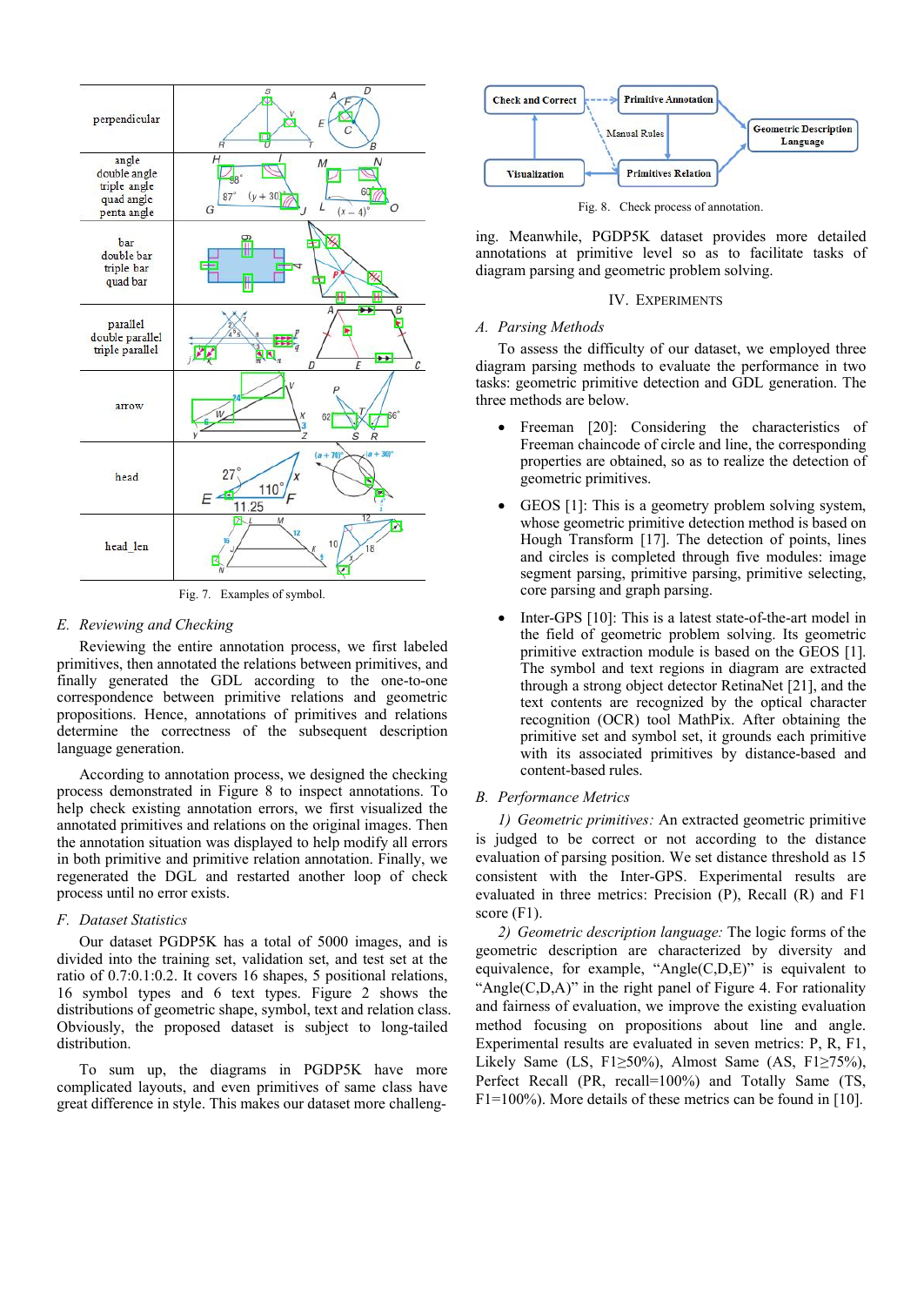Fig. 7. Examples of symbol.

### E. Reviewing and Checking

Reviewing the entire annotation process, we first labeled primitives, then annotated the relations between primitives, and finally generated the GDL according to the one-to-one correspondence between primitive relations and geometric propositions. Hence, annotations of primitives and relations determine the correctness of the subsequent description language generation.

According to annotation process, we designed the checking process demonstrated in Figure 8 to inspect annotations. To help check existing annotation errors, we first visualized the annotated primitives and relations on the original images. Then the annotation situation was displayed to help modify all errors in both primitive and primitive relation annotation. Finally, we regenerated the DGL and restarted another loop of check process until no error exists.

### F. Dataset Statistics

Our dataset PGDP5K has a total of 5000 images, and is divided into the training set, validation set, and test set at the ratio of 0.7:0.1:0.2. It covers 16 shapes, 5 positional relations, 16 symbol types and 6 text types. Figure 2 shows the distributions of geometric shape, symbol, text and relation class. Obviously, the proposed dataset is subject to long-tailed distribution.

To sum up, the diagrams in PGDP5K have more complicated layouts, and even primitives of same class have great difference in style. This makes our dataset more challenging. Meanwhile, PGDP5K dataset provides more detailed annotations at primitive level so as to facilitate tasks of diagram parsing and geometric problem solving.

Fig. 8. Check process of annotation.

## IV. Experiments

### A. Parsing Methods

To assess the difficulty of our dataset, we employed three diagram parsing methods to evaluate the performance in two tasks: geometric primitive detection and GDL generation. The three methods are below.

- Freeman [20]: Considering the characteristics of Freeman chaincode of circle and line, the corresponding properties are obtained, so as to realize the detection of geometric primitives.
- GEOS [1]: This is a geometry problem solving system, whose geometric primitive detection method is based on Hough Transform [17]. The detection of points, lines and circles is completed through five modules: image segment parsing, primitive parsing, primitive selecting, core parsing and graph parsing.
- Inter-GPS [10]: This is a latest state-of-the-art model in the field of geometric problem solving. Its geometric primitive extraction module is based on the GEOS [1]. The symbol and text regions in diagram are extracted through a strong object detector RetinaNet [21], and the text contents are recognized by the optical character recognition (OCR) tool MathPix. After obtaining the primitive set and symbol set, it grounds each primitive with its associated primitives by distance-based and content-based rules.

### B. Performance Metrics

*1) Geometric primitives:* An extracted geometric primitive is judged to be correct or not according to the distance evaluation of parsing position. We set distance threshold as 15 consistent with the Inter-GPS. Experimental results are evaluated in three metrics: Precision (P), Recall (R) and F1 score (F1).

*2) Geometric description language:* The logic forms of the geometric description are characterized by diversity and equivalence, for example, "Angle(C,D,E)" is equivalent to "Angle(C,D,A)" in the right panel of Figure 4. For rationality and fairness of evaluation, we improve the existing evaluation method focusing on propositions about line and angle. Experimental results are evaluated in seven metrics: P, R, F1, Likely Same (LS, F1≥50%), Almost Same (AS, F1≥75%), Perfect Recall (PR, recall=100%) and Totally Same (TS, F1=100%). More details of these metrics can be found in [10].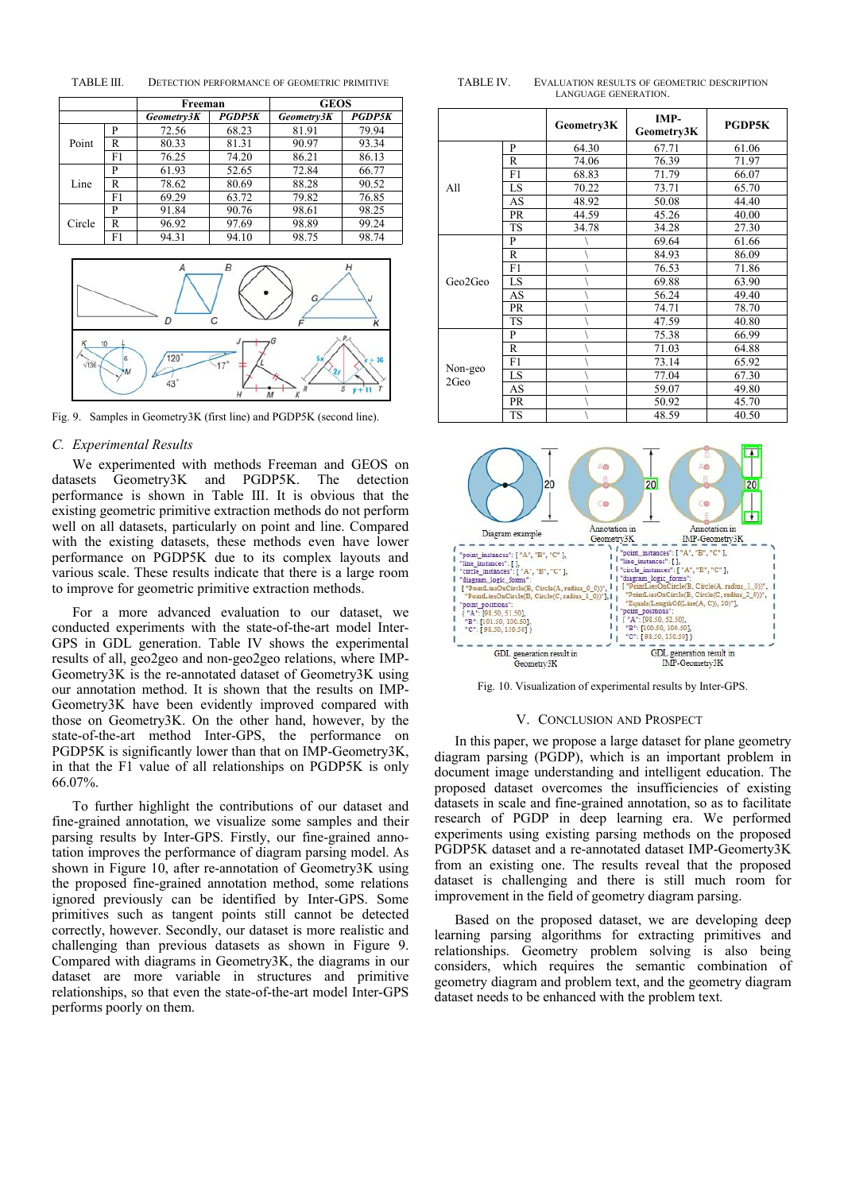TABLE III. DETECTION PERFORMANCE OF GEOMETRIC PRIMITIVE

| | | Freeman | | GEOS | |
|---|---|---|---|---|---|
| | | *Geometry3K* | *PGDP5K* | *Geometry3K* | *PGDP5K* |
| Point | P | 72.56 | 68.23 | 81.91 | 79.94 |
| | R | 80.33 | 81.31 | 90.97 | 93.34 |
| | F1 | 76.25 | 74.20 | 86.21 | 86.13 |
| Line | P | 61.93 | 52.65 | 72.84 | 66.77 |
| | R | 78.62 | 80.69 | 88.28 | 90.52 |
| | F1 | 69.29 | 63.72 | 79.82 | 76.85 |
| Circle | P | 91.84 | 90.76 | 98.61 | 98.25 |
| | R | 96.92 | 97.69 | 98.89 | 99.24 |
| | F1 | 94.31 | 94.10 | 98.75 | 98.74 |

Fig. 9. Samples in Geometry3K (first line) and PGDP5K (second line).

### C. Experimental Results

We experimented with methods Freeman and GEOS on datasets Geometry3K and PGDP5K. The detection performance is shown in Table III. It is obvious that the existing geometric primitive extraction methods do not perform well on all datasets, particularly on point and line. Compared with the existing datasets, these methods even have lower performance on PGDP5K due to its complex layouts and various scale. These results indicate that there is a large room to improve for geometric primitive extraction methods.

For a more advanced evaluation to our dataset, we conducted experiments with the state-of-the-art model Inter-GPS in GDL generation. Table IV shows the experimental results of all, geo2geo and non-geo2geo relations, where IMP-Geometry3K is the re-annotated dataset of Geometry3K using our annotation method. It is shown that the results on IMP-Geometry3K have been evidently improved compared with those on Geometry3K. On the other hand, however, by the state-of-the-art method Inter-GPS, the performance on PGDP5K is significantly lower than that on IMP-Geometry3K, in that the F1 value of all relationships on PGDP5K is only 66.07%.

To further highlight the contributions of our dataset and fine-grained annotation, we visualize some samples and their parsing results by Inter-GPS. Firstly, our fine-grained annotation improves the performance of diagram parsing model. As shown in Figure 10, after re-annotation of Geometry3K using the proposed fine-grained annotation method, some relations ignored previously can be identified by Inter-GPS. Some primitives such as tangent points still cannot be detected correctly, however. Secondly, our dataset is more realistic and challenging than previous datasets as shown in Figure 9. Compared with diagrams in Geometry3K, the diagrams in our dataset are more variable in structures and primitive relationships, so that even the state-of-the-art model Inter-GPS performs poorly on them.

TABLE IV. EVALUATION RESULTS OF GEOMETRIC DESCRIPTION LANGUAGE GENERATION.

| | | Geometry3K | IMP-Geometry3K | PGDP5K |
|---|---|---|---|---|
| All | P | 64.30 | 67.71 | 61.06 |
| | R | 74.06 | 76.39 | 71.97 |
| | F1 | 68.83 | 71.79 | 66.07 |
| | LS | 70.22 | 73.71 | 65.70 |
| | AS | 48.92 | 50.08 | 44.40 |
| | PR | 44.59 | 45.26 | 40.00 |
| | TS | 34.78 | 34.28 | 27.30 |
| Geo2Geo | P | \ | 69.64 | 61.66 |
| | R | \ | 84.93 | 86.09 |
| | F1 | \ | 76.53 | 71.86 |
| | LS | \ | 69.88 | 63.90 |
| | AS | \ | 56.24 | 49.40 |
| | PR | \ | 74.71 | 78.70 |
| | TS | \ | 47.59 | 40.80 |
| Non-geo 2Geo | P | \ | 75.38 | 66.99 |
| | R | \ | 71.03 | 64.88 |
| | F1 | \ | 73.14 | 65.92 |
| | LS | \ | 77.04 | 67.30 |
| | AS | \ | 59.07 | 49.80 |
| | PR | \ | 50.92 | 45.70 |
| | TS | \ | 48.59 | 40.50 |

Fig. 10. Visualization of experimental results by Inter-GPS.

## V. CONCLUSION AND PROSPECT

In this paper, we propose a large dataset for plane geometry diagram parsing (PGDP), which is an important problem in document image understanding and intelligent education. The proposed dataset overcomes the insufficiencies of existing datasets in scale and fine-grained annotation, so as to facilitate research of PGDP in deep learning era. We performed experiments using existing parsing methods on the proposed PGDP5K dataset and a re-annotated dataset IMP-Geometry3K from an existing one. The results reveal that the proposed dataset is challenging and there is still much room for improvement in the field of geometry diagram parsing.

Based on the proposed dataset, we are developing deep learning parsing algorithms for extracting primitives and relationships. Geometry problem solving is also being considers, which requires the semantic combination of geometry diagram and problem text, and the geometry diagram dataset needs to be enhanced with the problem text.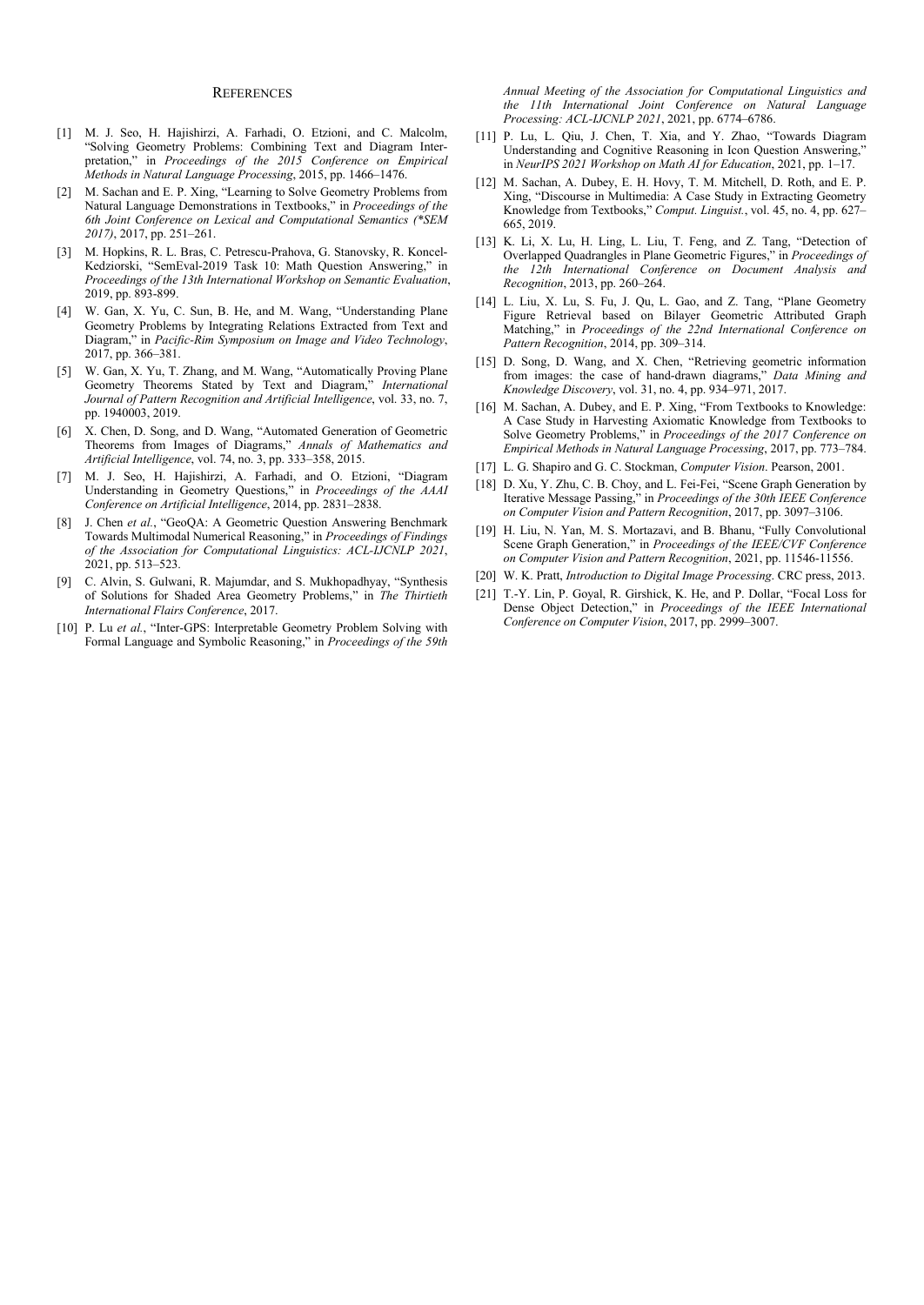## References

[1] M. J. Seo, H. Hajishirzi, A. Farhadi, O. Etzioni, and C. Malcolm, "Solving Geometry Problems: Combining Text and Diagram Interpretation," in *Proceedings of the 2015 Conference on Empirical Methods in Natural Language Processing*, 2015, pp. 1466–1476.

[2] M. Sachan and E. P. Xing, "Learning to Solve Geometry Problems from Natural Language Demonstrations in Textbooks," in *Proceedings of the 6th Joint Conference on Lexical and Computational Semantics (*SEM 2017)*, 2017, pp. 251–261.

[3] M. Hopkins, R. L. Bras, C. Petrescu-Prahova, G. Stanovsky, R. Koncel-Kedziorski, "SemEval-2019 Task 10: Math Question Answering," in *Proceedings of the 13th International Workshop on Semantic Evaluation*, 2019, pp. 893-899.

[4] W. Gan, X. Yu, C. Sun, B. He, and M. Wang, "Understanding Plane Geometry Problems by Integrating Relations Extracted from Text and Diagram," in *Pacific-Rim Symposium on Image and Video Technology*, 2017, pp. 366–381.

[5] W. Gan, X. Yu, T. Zhang, and M. Wang, "Automatically Proving Plane Geometry Theorems Stated by Text and Diagram," *International Journal of Pattern Recognition and Artificial Intelligence*, vol. 33, no. 7, pp. 1940003, 2019.

[6] X. Chen, D. Song, and D. Wang, "Automated Generation of Geometric Theorems from Images of Diagrams," *Annals of Mathematics and Artificial Intelligence*, vol. 74, no. 3, pp. 333–358, 2015.

[7] M. J. Seo, H. Hajishirzi, A. Farhadi, and O. Etzioni, "Diagram Understanding in Geometry Questions," in *Proceedings of the AAAI Conference on Artificial Intelligence*, 2014, pp. 2831–2838.

[8] J. Chen *et al.*, "GeoQA: A Geometric Question Answering Benchmark Towards Multimodal Numerical Reasoning," in *Proceedings of Findings of the Association for Computational Linguistics: ACL-IJCNLP 2021*, 2021, pp. 513–523.

[9] C. Alvin, S. Gulwani, R. Majumdar, and S. Mukhopadhyay, "Synthesis of Solutions for Shaded Area Geometry Problems," in *The Thirtieth International Flairs Conference*, 2017.

[10] P. Lu *et al.*, "Inter-GPS: Interpretable Geometry Problem Solving with Formal Language and Symbolic Reasoning," in *Proceedings of the 59th Annual Meeting of the Association for Computational Linguistics and the 11th International Joint Conference on Natural Language Processing: ACL-IJCNLP 2021*, 2021, pp. 6774–6786.

[11] P. Lu, L. Qiu, J. Chen, T. Xia, and Y. Zhao, "Towards Diagram Understanding and Cognitive Reasoning in Icon Question Answering," in *NeurIPS 2021 Workshop on Math AI for Education*, 2021, pp. 1–17.

[12] M. Sachan, A. Dubey, E. H. Hovy, T. M. Mitchell, D. Roth, and E. P. Xing, "Discourse in Multimedia: A Case Study in Extracting Geometry Knowledge from Textbooks," *Comput. Linguist.*, vol. 45, no. 4, pp. 627–665, 2019.

[13] K. Li, X. Lu, H. Ling, L. Liu, T. Feng, and Z. Tang, "Detection of Overlapped Quadrangles in Plane Geometric Figures," in *Proceedings of the 12th International Conference on Document Analysis and Recognition*, 2013, pp. 260–264.

[14] L. Liu, X. Lu, S. Fu, J. Qu, L. Gao, and Z. Tang, "Plane Geometry Figure Retrieval based on Bilayer Geometric Attributed Graph Matching," in *Proceedings of the 22nd International Conference on Pattern Recognition*, 2014, pp. 309–314.

[15] D. Song, D. Wang, and X. Chen, "Retrieving geometric information from images: the case of hand-drawn diagrams," *Data Mining and Knowledge Discovery*, vol. 31, no. 4, pp. 934–971, 2017.

[16] M. Sachan, A. Dubey, and E. P. Xing, "From Textbooks to Knowledge: A Case Study in Harvesting Axiomatic Knowledge from Textbooks to Solve Geometry Problems," in *Proceedings of the 2017 Conference on Empirical Methods in Natural Language Processing*, 2017, pp. 773–784.

[17] L. G. Shapiro and G. C. Stockman, *Computer Vision*. Pearson, 2001.

[18] D. Xu, Y. Zhu, C. B. Choy, and L. Fei-Fei, "Scene Graph Generation by Iterative Message Passing," in *Proceedings of the 30th IEEE Conference on Computer Vision and Pattern Recognition*, 2017, pp. 3097–3106.

[19] H. Liu, N. Yan, M. S. Mortazavi, and B. Bhanu, "Fully Convolutional Scene Graph Generation," in *Proceedings of the IEEE/CVF Conference on Computer Vision and Pattern Recognition*, 2021, pp. 11546-11556.

[20] W. K. Pratt, *Introduction to Digital Image Processing*. CRC press, 2013.

[21] T.-Y. Lin, P. Goyal, R. Girshick, K. He, and P. Dollar, "Focal Loss for Dense Object Detection," in *Proceedings of the IEEE International Conference on Computer Vision*, 2017, pp. 2999–3007.